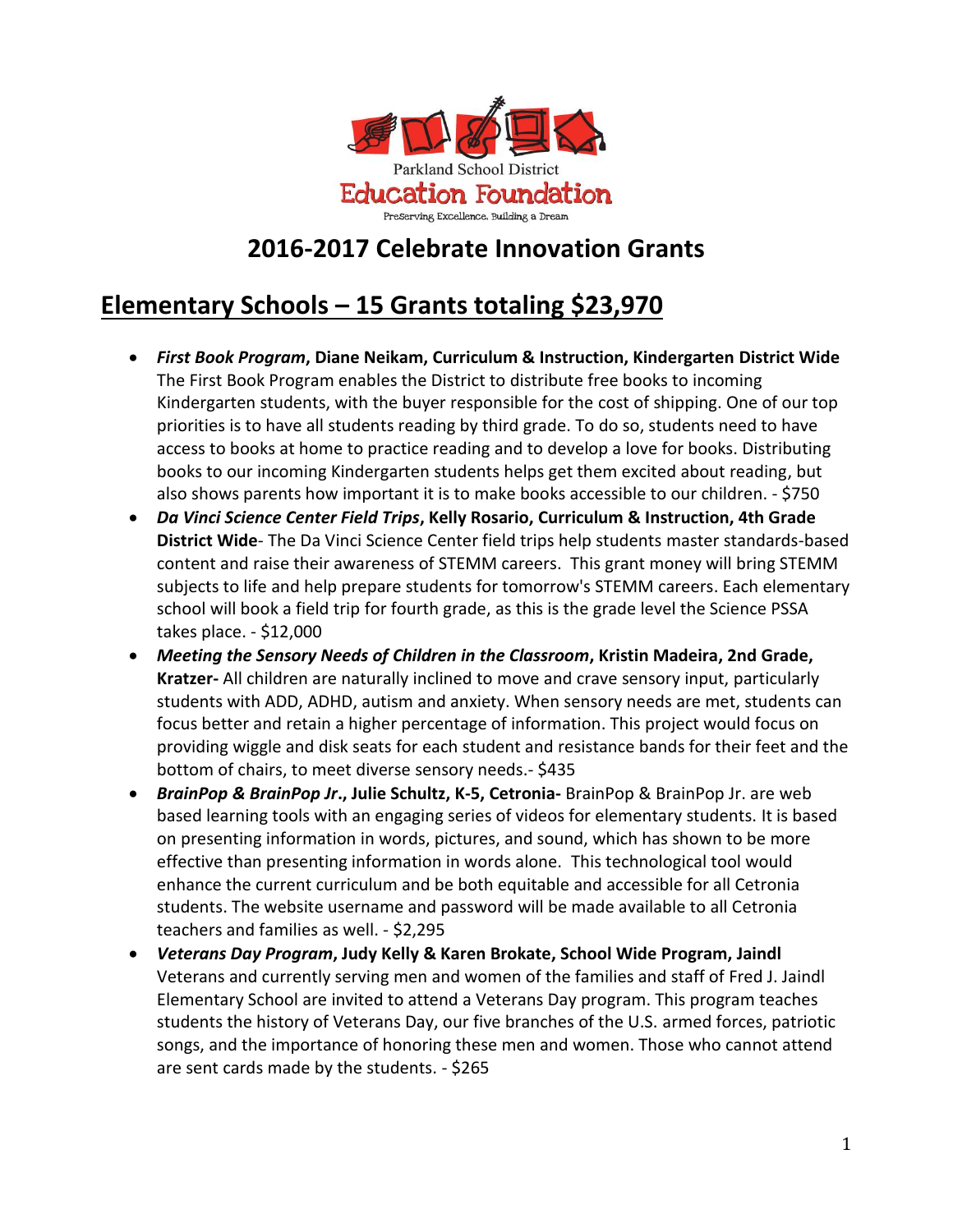Parkland School District

Education Foundation

Preserving Excellence. Building a Dream

# 2016-2017 Celebrate Innovation Grants

## Elementary Schools – 15 Grants totaling $23,970

- ***First Book Program*, Diane Neikam, Curriculum & Instruction, Kindergarten District Wide** The First Book Program enables the District to distribute free books to incoming Kindergarten students, with the buyer responsible for the cost of shipping. One of our top priorities is to have all students reading by third grade. To do so, students need to have access to books at home to practice reading and to develop a love for books. Distributing books to our incoming Kindergarten students helps get them excited about reading, but also shows parents how important it is to make books accessible to our children. - $750
- ***Da Vinci Science Center Field Trips*, Kelly Rosario, Curriculum & Instruction, 4th Grade District Wide**- The Da Vinci Science Center field trips help students master standards-based content and raise their awareness of STEMM careers. This grant money will bring STEMM subjects to life and help prepare students for tomorrow's STEMM careers. Each elementary school will book a field trip for fourth grade, as this is the grade level the Science PSSA takes place. - $12,000
- ***Meeting the Sensory Needs of Children in the Classroom*, Kristin Madeira, 2nd Grade, Kratzer-** All children are naturally inclined to move and crave sensory input, particularly students with ADD, ADHD, autism and anxiety. When sensory needs are met, students can focus better and retain a higher percentage of information. This project would focus on providing wiggle and disk seats for each student and resistance bands for their feet and the bottom of chairs, to meet diverse sensory needs.- $435
- ***BrainPop & BrainPop Jr*., Julie Schultz, K-5, Cetronia-** BrainPop & BrainPop Jr. are web based learning tools with an engaging series of videos for elementary students. It is based on presenting information in words, pictures, and sound, which has shown to be more effective than presenting information in words alone. This technological tool would enhance the current curriculum and be both equitable and accessible for all Cetronia students. The website username and password will be made available to all Cetronia teachers and families as well. - $2,295
- ***Veterans Day Program*, Judy Kelly & Karen Brokate, School Wide Program, Jaindl** Veterans and currently serving men and women of the families and staff of Fred J. Jaindl Elementary School are invited to attend a Veterans Day program. This program teaches students the history of Veterans Day, our five branches of the U.S. armed forces, patriotic songs, and the importance of honoring these men and women. Those who cannot attend are sent cards made by the students. - $265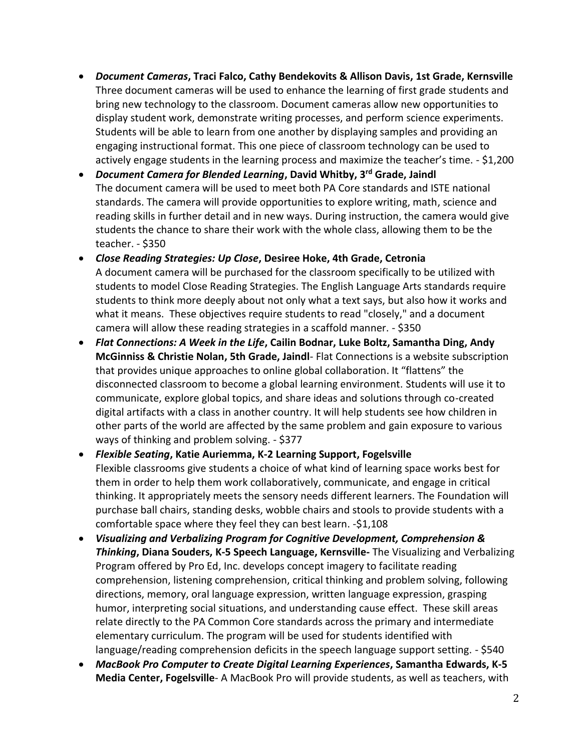- ***Document Cameras*, Traci Falco, Cathy Bendekovits & Allison Davis, 1st Grade, Kernsville**
  Three document cameras will be used to enhance the learning of first grade students and bring new technology to the classroom. Document cameras allow new opportunities to display student work, demonstrate writing processes, and perform science experiments. Students will be able to learn from one another by displaying samples and providing an engaging instructional format. This one piece of classroom technology can be used to actively engage students in the learning process and maximize the teacher's time. - $1,200
- ***Document Camera for Blended Learning*, David Whitby, 3rd Grade, Jaindl**
  The document camera will be used to meet both PA Core standards and ISTE national standards. The camera will provide opportunities to explore writing, math, science and reading skills in further detail and in new ways. During instruction, the camera would give students the chance to share their work with the whole class, allowing them to be the teacher. - $350
- ***Close Reading Strategies: Up Close*, Desiree Hoke, 4th Grade, Cetronia**
  A document camera will be purchased for the classroom specifically to be utilized with students to model Close Reading Strategies. The English Language Arts standards require students to think more deeply about not only what a text says, but also how it works and what it means. These objectives require students to read "closely," and a document camera will allow these reading strategies in a scaffold manner. - $350
- ***Flat Connections: A Week in the Life*, Cailin Bodnar, Luke Boltz, Samantha Ding, Andy McGinniss & Christie Nolan, 5th Grade, Jaindl**- Flat Connections is a website subscription that provides unique approaches to online global collaboration. It "flattens" the disconnected classroom to become a global learning environment. Students will use it to communicate, explore global topics, and share ideas and solutions through co-created digital artifacts with a class in another country. It will help students see how children in other parts of the world are affected by the same problem and gain exposure to various ways of thinking and problem solving. - $377
- ***Flexible Seating*, Katie Auriemma, K-2 Learning Support, Fogelsville**
  Flexible classrooms give students a choice of what kind of learning space works best for them in order to help them work collaboratively, communicate, and engage in critical thinking. It appropriately meets the sensory needs different learners. The Foundation will purchase ball chairs, standing desks, wobble chairs and stools to provide students with a comfortable space where they feel they can best learn. -$1,108
- ***Visualizing and Verbalizing Program for Cognitive Development, Comprehension & Thinking*, Diana Souders, K-5 Speech Language, Kernsville-** The Visualizing and Verbalizing Program offered by Pro Ed, Inc. develops concept imagery to facilitate reading comprehension, listening comprehension, critical thinking and problem solving, following directions, memory, oral language expression, written language expression, grasping humor, interpreting social situations, and understanding cause effect. These skill areas relate directly to the PA Common Core standards across the primary and intermediate elementary curriculum. The program will be used for students identified with language/reading comprehension deficits in the speech language support setting. - $540
- ***MacBook Pro Computer to Create Digital Learning Experiences*, Samantha Edwards, K-5 Media Center, Fogelsville**- A MacBook Pro will provide students, as well as teachers, with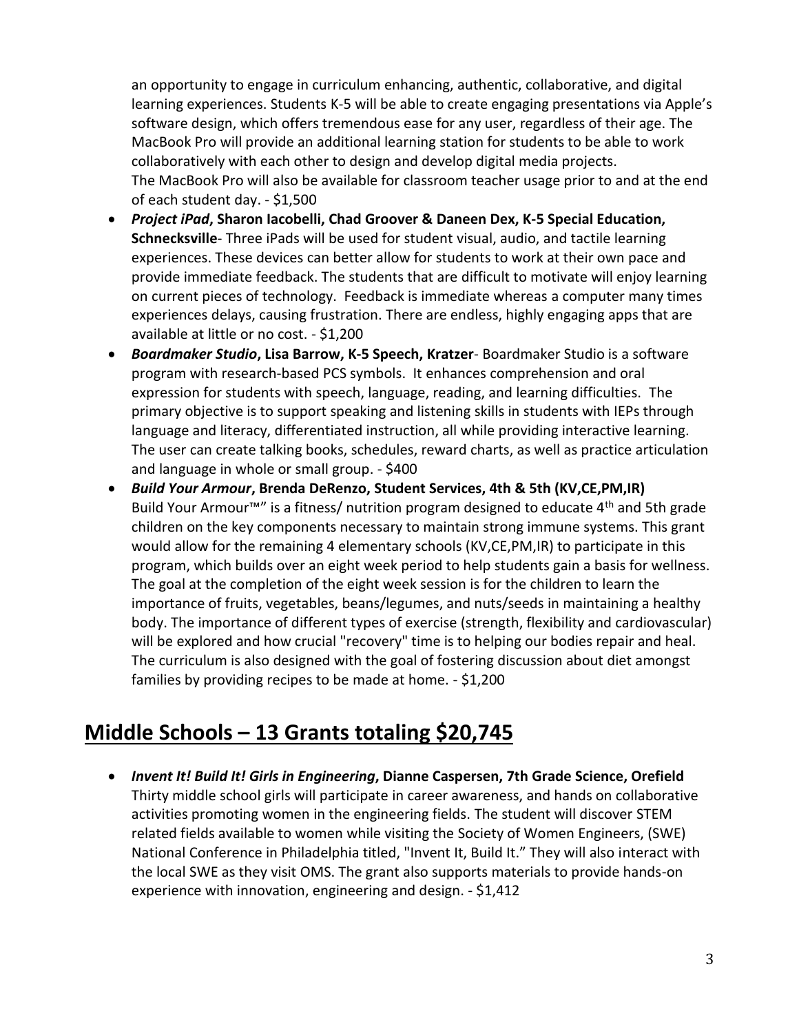an opportunity to engage in curriculum enhancing, authentic, collaborative, and digital learning experiences. Students K-5 will be able to create engaging presentations via Apple's software design, which offers tremendous ease for any user, regardless of their age. The MacBook Pro will provide an additional learning station for students to be able to work collaboratively with each other to design and develop digital media projects. The MacBook Pro will also be available for classroom teacher usage prior to and at the end of each student day. - $1,500

- ***Project iPad*, Sharon Iacobelli, Chad Groover & Daneen Dex, K-5 Special Education, Schnecksville**- Three iPads will be used for student visual, audio, and tactile learning experiences. These devices can better allow for students to work at their own pace and provide immediate feedback. The students that are difficult to motivate will enjoy learning on current pieces of technology. Feedback is immediate whereas a computer many times experiences delays, causing frustration. There are endless, highly engaging apps that are available at little or no cost. - $1,200
- ***Boardmaker Studio*, Lisa Barrow, K-5 Speech, Kratzer**- Boardmaker Studio is a software program with research-based PCS symbols. It enhances comprehension and oral expression for students with speech, language, reading, and learning difficulties. The primary objective is to support speaking and listening skills in students with IEPs through language and literacy, differentiated instruction, all while providing interactive learning. The user can create talking books, schedules, reward charts, as well as practice articulation and language in whole or small group. - $400
- ***Build Your Armour*, Brenda DeRenzo, Student Services, 4th & 5th (KV,CE,PM,IR)** Build Your Armour™" is a fitness/ nutrition program designed to educate 4th and 5th grade children on the key components necessary to maintain strong immune systems. This grant would allow for the remaining 4 elementary schools (KV,CE,PM,IR) to participate in this program, which builds over an eight week period to help students gain a basis for wellness. The goal at the completion of the eight week session is for the children to learn the importance of fruits, vegetables, beans/legumes, and nuts/seeds in maintaining a healthy body. The importance of different types of exercise (strength, flexibility and cardiovascular) will be explored and how crucial "recovery" time is to helping our bodies repair and heal. The curriculum is also designed with the goal of fostering discussion about diet amongst families by providing recipes to be made at home. - $1,200

## Middle Schools – 13 Grants totaling $20,745

- ***Invent It! Build It! Girls in Engineering*, Dianne Caspersen, 7th Grade Science, Orefield** Thirty middle school girls will participate in career awareness, and hands on collaborative activities promoting women in the engineering fields. The student will discover STEM related fields available to women while visiting the Society of Women Engineers, (SWE) National Conference in Philadelphia titled, "Invent It, Build It." They will also interact with the local SWE as they visit OMS. The grant also supports materials to provide hands-on experience with innovation, engineering and design. - $1,412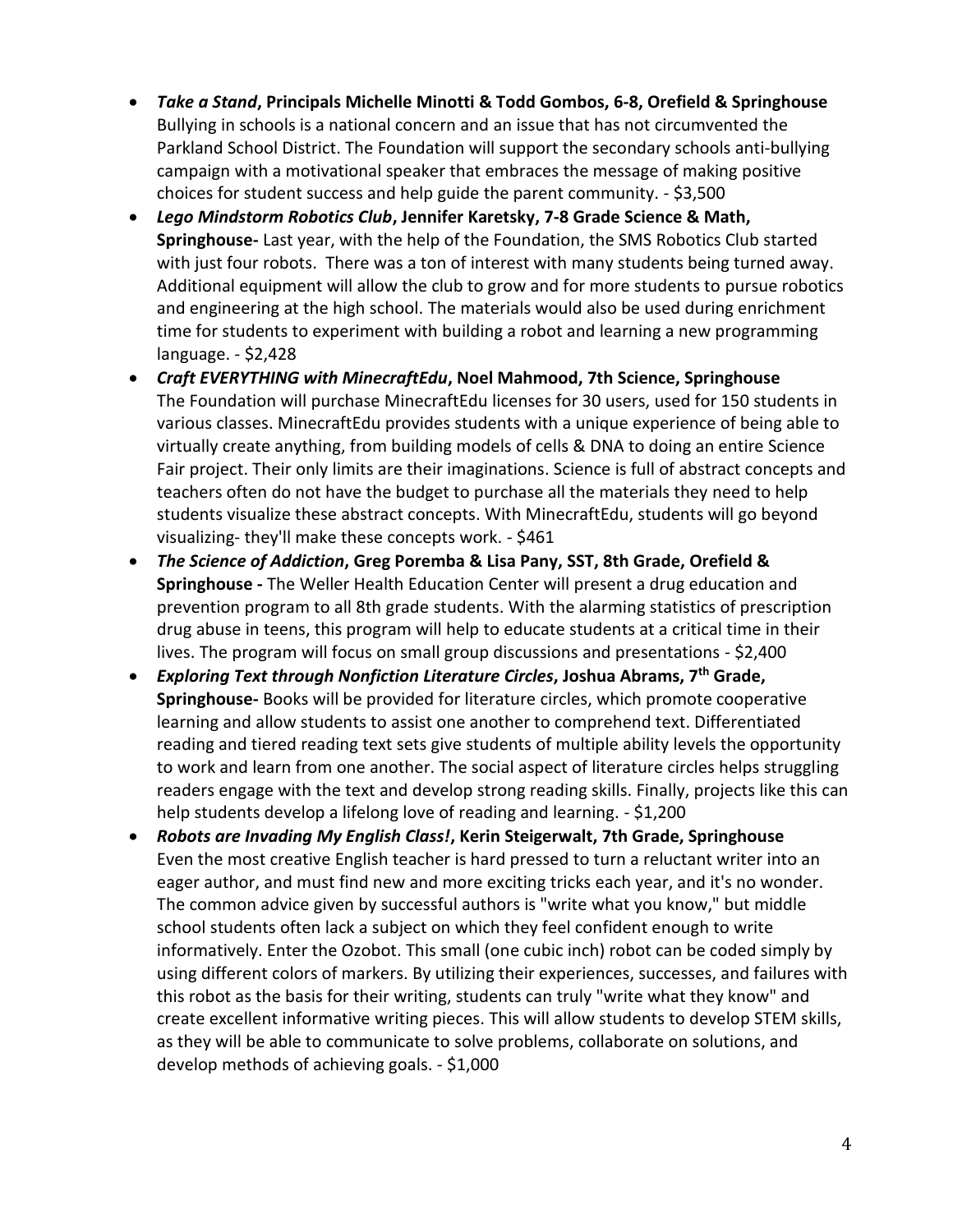- ***Take a Stand*, Principals Michelle Minotti & Todd Gombos, 6-8, Orefield & Springhouse** Bullying in schools is a national concern and an issue that has not circumvented the Parkland School District. The Foundation will support the secondary schools anti-bullying campaign with a motivational speaker that embraces the message of making positive choices for student success and help guide the parent community. - $3,500
- ***Lego Mindstorm Robotics Club*, Jennifer Karetsky, 7-8 Grade Science & Math, Springhouse-** Last year, with the help of the Foundation, the SMS Robotics Club started with just four robots. There was a ton of interest with many students being turned away. Additional equipment will allow the club to grow and for more students to pursue robotics and engineering at the high school. The materials would also be used during enrichment time for students to experiment with building a robot and learning a new programming language. - $2,428
- ***Craft EVERYTHING with MinecraftEdu*, Noel Mahmood, 7th Science, Springhouse** The Foundation will purchase MinecraftEdu licenses for 30 users, used for 150 students in various classes. MinecraftEdu provides students with a unique experience of being able to virtually create anything, from building models of cells & DNA to doing an entire Science Fair project. Their only limits are their imaginations. Science is full of abstract concepts and teachers often do not have the budget to purchase all the materials they need to help students visualize these abstract concepts. With MinecraftEdu, students will go beyond visualizing- they'll make these concepts work. - $461
- ***The Science of Addiction*, Greg Poremba & Lisa Pany, SST, 8th Grade, Orefield & Springhouse -** The Weller Health Education Center will present a drug education and prevention program to all 8th grade students. With the alarming statistics of prescription drug abuse in teens, this program will help to educate students at a critical time in their lives. The program will focus on small group discussions and presentations - $2,400
- ***Exploring Text through Nonfiction Literature Circles*, Joshua Abrams, 7th Grade, Springhouse-** Books will be provided for literature circles, which promote cooperative learning and allow students to assist one another to comprehend text. Differentiated reading and tiered reading text sets give students of multiple ability levels the opportunity to work and learn from one another. The social aspect of literature circles helps struggling readers engage with the text and develop strong reading skills. Finally, projects like this can help students develop a lifelong love of reading and learning. - $1,200
- ***Robots are Invading My English Class!*, Kerin Steigerwalt, 7th Grade, Springhouse** Even the most creative English teacher is hard pressed to turn a reluctant writer into an eager author, and must find new and more exciting tricks each year, and it's no wonder. The common advice given by successful authors is "write what you know," but middle school students often lack a subject on which they feel confident enough to write informatively. Enter the Ozobot. This small (one cubic inch) robot can be coded simply by using different colors of markers. By utilizing their experiences, successes, and failures with this robot as the basis for their writing, students can truly "write what they know" and create excellent informative writing pieces. This will allow students to develop STEM skills, as they will be able to communicate to solve problems, collaborate on solutions, and develop methods of achieving goals. - $1,000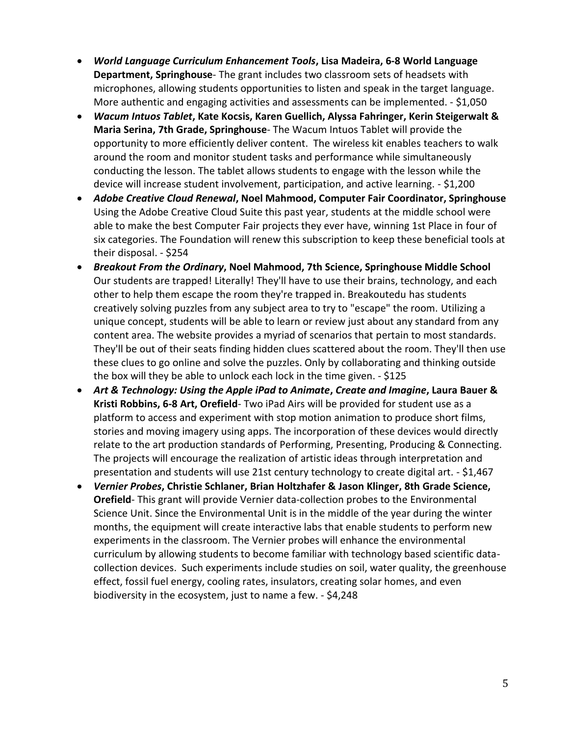- ***World Language Curriculum Enhancement Tools*, Lisa Madeira, 6-8 World Language Department, Springhouse**- The grant includes two classroom sets of headsets with microphones, allowing students opportunities to listen and speak in the target language. More authentic and engaging activities and assessments can be implemented. - $1,050
- ***Wacum Intuos Tablet*, Kate Kocsis, Karen Guellich, Alyssa Fahringer, Kerin Steigerwalt & Maria Serina, 7th Grade, Springhouse**- The Wacum Intuos Tablet will provide the opportunity to more efficiently deliver content. The wireless kit enables teachers to walk around the room and monitor student tasks and performance while simultaneously conducting the lesson. The tablet allows students to engage with the lesson while the device will increase student involvement, participation, and active learning. - $1,200
- ***Adobe Creative Cloud Renewal*, Noel Mahmood, Computer Fair Coordinator, Springhouse** Using the Adobe Creative Cloud Suite this past year, students at the middle school were able to make the best Computer Fair projects they ever have, winning 1st Place in four of six categories. The Foundation will renew this subscription to keep these beneficial tools at their disposal. - $254
- ***Breakout From the Ordinary*, Noel Mahmood, 7th Science, Springhouse Middle School** Our students are trapped! Literally! They'll have to use their brains, technology, and each other to help them escape the room they're trapped in. Breakoutedu has students creatively solving puzzles from any subject area to try to "escape" the room. Utilizing a unique concept, students will be able to learn or review just about any standard from any content area. The website provides a myriad of scenarios that pertain to most standards. They'll be out of their seats finding hidden clues scattered about the room. They'll then use these clues to go online and solve the puzzles. Only by collaborating and thinking outside the box will they be able to unlock each lock in the time given. - $125
- ***Art & Technology: Using the Apple iPad to Animate*, *Create and Imagine*, Laura Bauer & Kristi Robbins, 6-8 Art, Orefield**- Two iPad Airs will be provided for student use as a platform to access and experiment with stop motion animation to produce short films, stories and moving imagery using apps. The incorporation of these devices would directly relate to the art production standards of Performing, Presenting, Producing & Connecting. The projects will encourage the realization of artistic ideas through interpretation and presentation and students will use 21st century technology to create digital art. - $1,467
- ***Vernier Probes*, Christie Schlaner, Brian Holtzhafer & Jason Klinger, 8th Grade Science, Orefield**- This grant will provide Vernier data-collection probes to the Environmental Science Unit. Since the Environmental Unit is in the middle of the year during the winter months, the equipment will create interactive labs that enable students to perform new experiments in the classroom. The Vernier probes will enhance the environmental curriculum by allowing students to become familiar with technology based scientific data-collection devices. Such experiments include studies on soil, water quality, the greenhouse effect, fossil fuel energy, cooling rates, insulators, creating solar homes, and even biodiversity in the ecosystem, just to name a few. - $4,248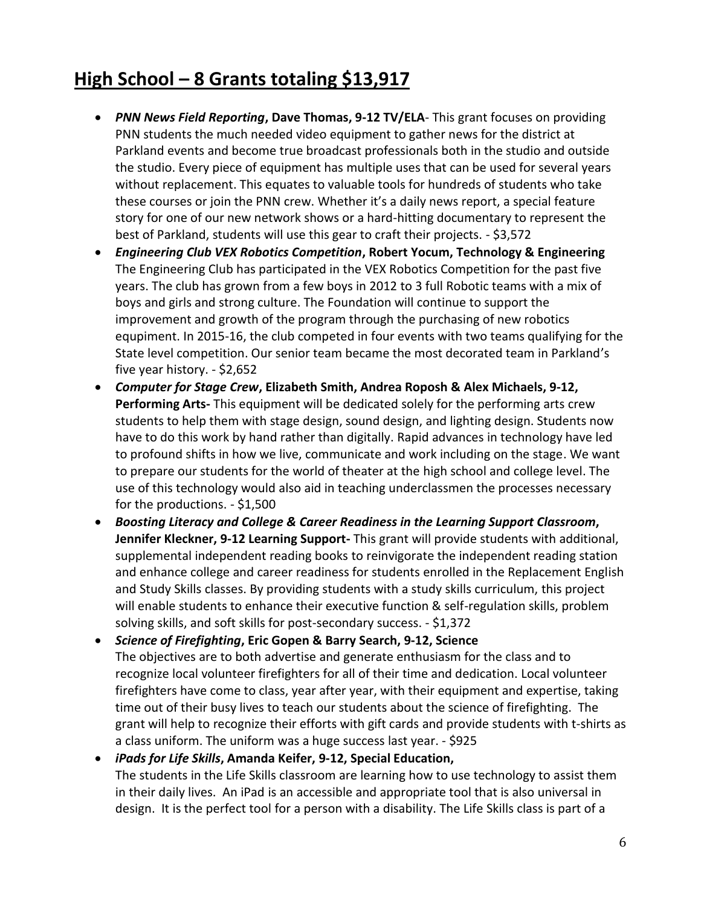## High School – 8 Grants totaling $13,917

- ***PNN News Field Reporting*, Dave Thomas, 9-12 TV/ELA**- This grant focuses on providing PNN students the much needed video equipment to gather news for the district at Parkland events and become true broadcast professionals both in the studio and outside the studio. Every piece of equipment has multiple uses that can be used for several years without replacement. This equates to valuable tools for hundreds of students who take these courses or join the PNN crew. Whether it's a daily news report, a special feature story for one of our new network shows or a hard-hitting documentary to represent the best of Parkland, students will use this gear to craft their projects. - $3,572
- ***Engineering Club VEX Robotics Competition*, Robert Yocum, Technology & Engineering** The Engineering Club has participated in the VEX Robotics Competition for the past five years. The club has grown from a few boys in 2012 to 3 full Robotic teams with a mix of boys and girls and strong culture. The Foundation will continue to support the improvement and growth of the program through the purchasing of new robotics equpiment. In 2015-16, the club competed in four events with two teams qualifying for the State level competition. Our senior team became the most decorated team in Parkland's five year history. - $2,652
- ***Computer for Stage Crew*, Elizabeth Smith, Andrea Roposh & Alex Michaels, 9-12, Performing Arts-** This equipment will be dedicated solely for the performing arts crew students to help them with stage design, sound design, and lighting design. Students now have to do this work by hand rather than digitally. Rapid advances in technology have led to profound shifts in how we live, communicate and work including on the stage. We want to prepare our students for the world of theater at the high school and college level. The use of this technology would also aid in teaching underclassmen the processes necessary for the productions. - $1,500
- ***Boosting Literacy and College & Career Readiness in the Learning Support Classroom*, Jennifer Kleckner, 9-12 Learning Support-** This grant will provide students with additional, supplemental independent reading books to reinvigorate the independent reading station and enhance college and career readiness for students enrolled in the Replacement English and Study Skills classes. By providing students with a study skills curriculum, this project will enable students to enhance their executive function & self-regulation skills, problem solving skills, and soft skills for post-secondary success. - $1,372
- ***Science of Firefighting*, Eric Gopen & Barry Search, 9-12, Science** The objectives are to both advertise and generate enthusiasm for the class and to recognize local volunteer firefighters for all of their time and dedication. Local volunteer firefighters have come to class, year after year, with their equipment and expertise, taking time out of their busy lives to teach our students about the science of firefighting. The grant will help to recognize their efforts with gift cards and provide students with t-shirts as a class uniform. The uniform was a huge success last year. - $925
- ***iPads for Life Skills*, Amanda Keifer, 9-12, Special Education,** The students in the Life Skills classroom are learning how to use technology to assist them in their daily lives. An iPad is an accessible and appropriate tool that is also universal in design. It is the perfect tool for a person with a disability. The Life Skills class is part of a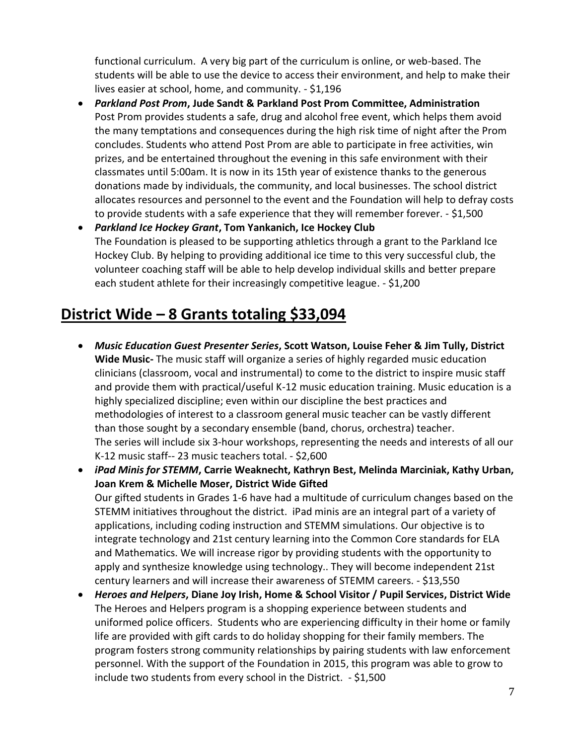functional curriculum. A very big part of the curriculum is online, or web-based. The students will be able to use the device to access their environment, and help to make their lives easier at school, home, and community. - $1,196

- ***Parkland Post Prom*, Jude Sandt & Parkland Post Prom Committee, Administration**
  Post Prom provides students a safe, drug and alcohol free event, which helps them avoid the many temptations and consequences during the high risk time of night after the Prom concludes. Students who attend Post Prom are able to participate in free activities, win prizes, and be entertained throughout the evening in this safe environment with their classmates until 5:00am. It is now in its 15th year of existence thanks to the generous donations made by individuals, the community, and local businesses. The school district allocates resources and personnel to the event and the Foundation will help to defray costs to provide students with a safe experience that they will remember forever. - $1,500
- ***Parkland Ice Hockey Grant*, Tom Yankanich, Ice Hockey Club**
  The Foundation is pleased to be supporting athletics through a grant to the Parkland Ice Hockey Club. By helping to providing additional ice time to this very successful club, the volunteer coaching staff will be able to help develop individual skills and better prepare each student athlete for their increasingly competitive league. - $1,200

## District Wide – 8 Grants totaling $33,094

- ***Music Education Guest Presenter Series*, Scott Watson, Louise Feher & Jim Tully, District Wide Music-** The music staff will organize a series of highly regarded music education clinicians (classroom, vocal and instrumental) to come to the district to inspire music staff and provide them with practical/useful K-12 music education training. Music education is a highly specialized discipline; even within our discipline the best practices and methodologies of interest to a classroom general music teacher can be vastly different than those sought by a secondary ensemble (band, chorus, orchestra) teacher.
  The series will include six 3-hour workshops, representing the needs and interests of all our K-12 music staff-- 23 music teachers total. - $2,600
- ***iPad Minis for STEMM*, Carrie Weaknecht, Kathryn Best, Melinda Marciniak, Kathy Urban, Joan Krem & Michelle Moser, District Wide Gifted**
  Our gifted students in Grades 1-6 have had a multitude of curriculum changes based on the STEMM initiatives throughout the district. iPad minis are an integral part of a variety of applications, including coding instruction and STEMM simulations. Our objective is to integrate technology and 21st century learning into the Common Core standards for ELA and Mathematics. We will increase rigor by providing students with the opportunity to apply and synthesize knowledge using technology.. They will become independent 21st century learners and will increase their awareness of STEMM careers. - $13,550
- ***Heroes and Helpers*, Diane Joy Irish, Home & School Visitor / Pupil Services, District Wide**
  The Heroes and Helpers program is a shopping experience between students and uniformed police officers. Students who are experiencing difficulty in their home or family life are provided with gift cards to do holiday shopping for their family members. The program fosters strong community relationships by pairing students with law enforcement personnel. With the support of the Foundation in 2015, this program was able to grow to include two students from every school in the District. - $1,500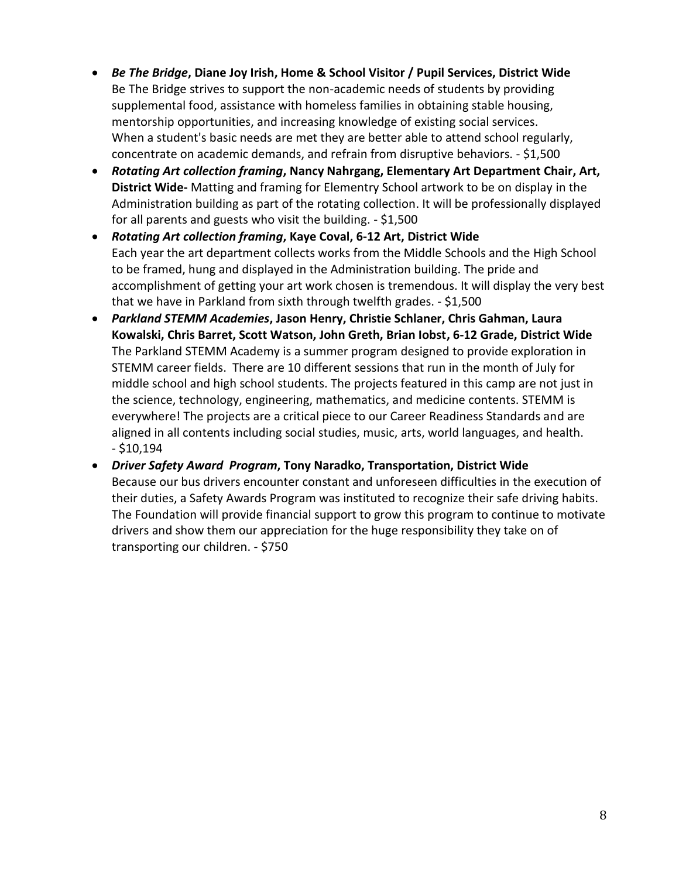- ***Be The Bridge*, Diane Joy Irish, Home & School Visitor / Pupil Services, District Wide**
  Be The Bridge strives to support the non-academic needs of students by providing supplemental food, assistance with homeless families in obtaining stable housing, mentorship opportunities, and increasing knowledge of existing social services. When a student's basic needs are met they are better able to attend school regularly, concentrate on academic demands, and refrain from disruptive behaviors. - $1,500
- ***Rotating Art collection framing*, Nancy Nahrgang, Elementary Art Department Chair, Art, District Wide-** Matting and framing for Elementry School artwork to be on display in the Administration building as part of the rotating collection. It will be professionally displayed for all parents and guests who visit the building. - $1,500
- ***Rotating Art collection framing*, Kaye Coval, 6-12 Art, District Wide**
  Each year the art department collects works from the Middle Schools and the High School to be framed, hung and displayed in the Administration building. The pride and accomplishment of getting your art work chosen is tremendous. It will display the very best that we have in Parkland from sixth through twelfth grades. - $1,500
- ***Parkland STEMM Academies*, Jason Henry, Christie Schlaner, Chris Gahman, Laura Kowalski, Chris Barret, Scott Watson, John Greth, Brian Iobst, 6-12 Grade, District Wide**
  The Parkland STEMM Academy is a summer program designed to provide exploration in STEMM career fields. There are 10 different sessions that run in the month of July for middle school and high school students. The projects featured in this camp are not just in the science, technology, engineering, mathematics, and medicine contents. STEMM is everywhere! The projects are a critical piece to our Career Readiness Standards and are aligned in all contents including social studies, music, arts, world languages, and health. - $10,194
- ***Driver Safety Award Program*, Tony Naradko, Transportation, District Wide**
  Because our bus drivers encounter constant and unforeseen difficulties in the execution of their duties, a Safety Awards Program was instituted to recognize their safe driving habits. The Foundation will provide financial support to grow this program to continue to motivate drivers and show them our appreciation for the huge responsibility they take on of transporting our children. - $750